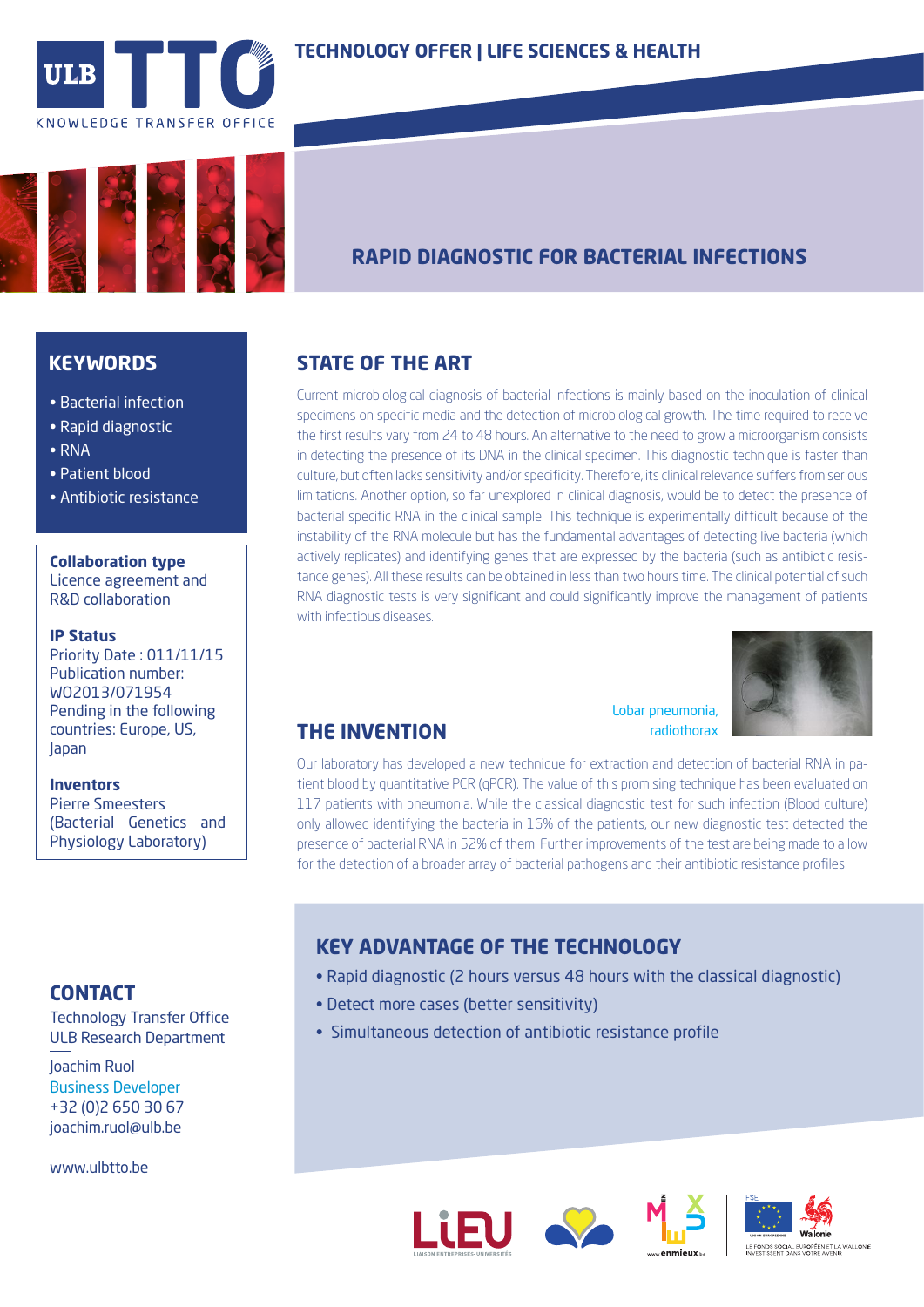ULB TTO

KNOWLEDGE TRANSFER OFFICE

**TECHNOLOGY OFFER | LIFE SCIENCES & HEALTH**

# RAPID DIAGNOSTIC FOR BACTERIAL INFECTIONS

## KEYWORDS

- Bacterial infection
- Rapid diagnostic
- RNA
- Patient blood
- Antibiotic resistance

**Collaboration type**
Licence agreement and R&D collaboration

**IP Status**
Priority Date : 011/11/15
Publication number: WO2013/071954
Pending in the following countries: Europe, US, Japan

**Inventors**
Pierre Smeesters (Bacterial Genetics and Physiology Laboratory)

## STATE OF THE ART

Current microbiological diagnosis of bacterial infections is mainly based on the inoculation of clinical specimens on specific media and the detection of microbiological growth. The time required to receive the first results vary from 24 to 48 hours. An alternative to the need to grow a microorganism consists in detecting the presence of its DNA in the clinical specimen. This diagnostic technique is faster than culture, but often lacks sensitivity and/or specificity. Therefore, its clinical relevance suffers from serious limitations. Another option, so far unexplored in clinical diagnosis, would be to detect the presence of bacterial specific RNA in the clinical sample. This technique is experimentally difficult because of the instability of the RNA molecule but has the fundamental advantages of detecting live bacteria (which actively replicates) and identifying genes that are expressed by the bacteria (such as antibiotic resistance genes). All these results can be obtained in less than two hours time. The clinical potential of such RNA diagnostic tests is very significant and could significantly improve the management of patients with infectious diseases.

## THE INVENTION

Lobar pneumonia, radiothorax

Our laboratory has developed a new technique for extraction and detection of bacterial RNA in patient blood by quantitative PCR (qPCR). The value of this promising technique has been evaluated on 117 patients with pneumonia. While the classical diagnostic test for such infection (Blood culture) only allowed identifying the bacteria in 16% of the patients, our new diagnostic test detected the presence of bacterial RNA in 52% of them. Further improvements of the test are being made to allow for the detection of a broader array of bacterial pathogens and their antibiotic resistance profiles.

## KEY ADVANTAGE OF THE TECHNOLOGY

- Rapid diagnostic (2 hours versus 48 hours with the classical diagnostic)
- Detect more cases (better sensitivity)
- Simultaneous detection of antibiotic resistance profile

## CONTACT

Technology Transfer Office
ULB Research Department

Joachim Ruol
Business Developer
+32 (0)2 650 30 67
joachim.ruol@ulb.be

www.ulbtto.be

LiEU LIAISON ENTREPRISES-UNIVERSITÉS

www.enmieux.be

FSE — LE FONDS SOCIAL EUROPÉEN ET LA WALLONIE INVESTISSENT DANS VOTRE AVENIR — Wallonie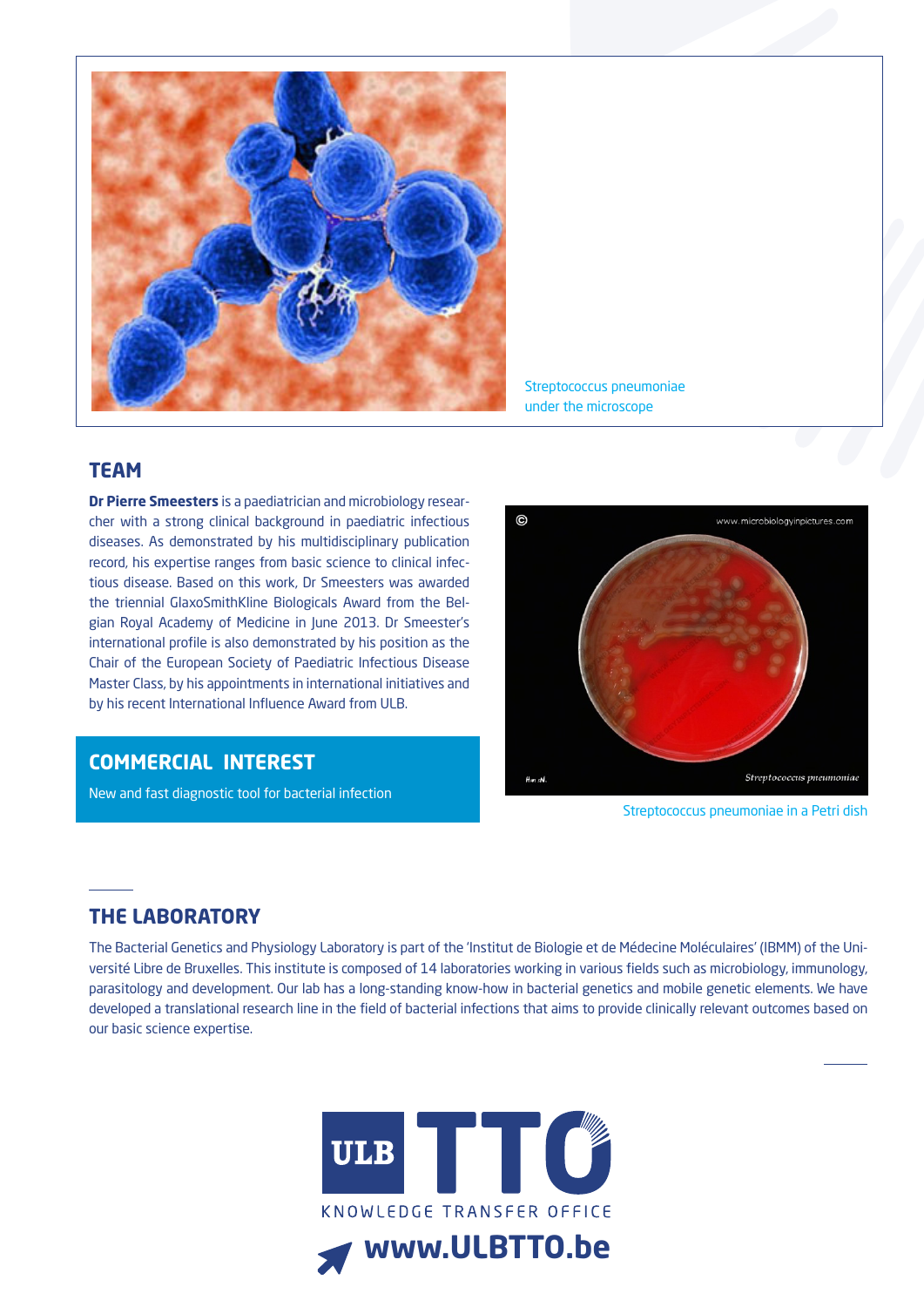Streptococcus pneumoniae
under the microscope

## TEAM

**Dr Pierre Smeesters** is a paediatrician and microbiology researcher with a strong clinical background in paediatric infectious diseases. As demonstrated by his multidisciplinary publication record, his expertise ranges from basic science to clinical infectious disease. Based on this work, Dr Smeesters was awarded the triennial GlaxoSmithKline Biologicals Award from the Belgian Royal Academy of Medicine in June 2013. Dr Smeester's international profile is also demonstrated by his position as the Chair of the European Society of Paediatric Infectious Disease Master Class, by his appointments in international initiatives and by his recent International Influence Award from ULB.

## COMMERCIAL INTEREST

New and fast diagnostic tool for bacterial infection

Streptococcus pneumoniae in a Petri dish

## THE LABORATORY

The Bacterial Genetics and Physiology Laboratory is part of the 'Institut de Biologie et de Médecine Moléculaires' (IBMM) of the Université Libre de Bruxelles. This institute is composed of 14 laboratories working in various fields such as microbiology, immunology, parasitology and development. Our lab has a long-standing know-how in bacterial genetics and mobile genetic elements. We have developed a translational research line in the field of bacterial infections that aims to provide clinically relevant outcomes based on our basic science expertise.

ULB TTO
KNOWLEDGE TRANSFER OFFICE
www.ULBTTO.be